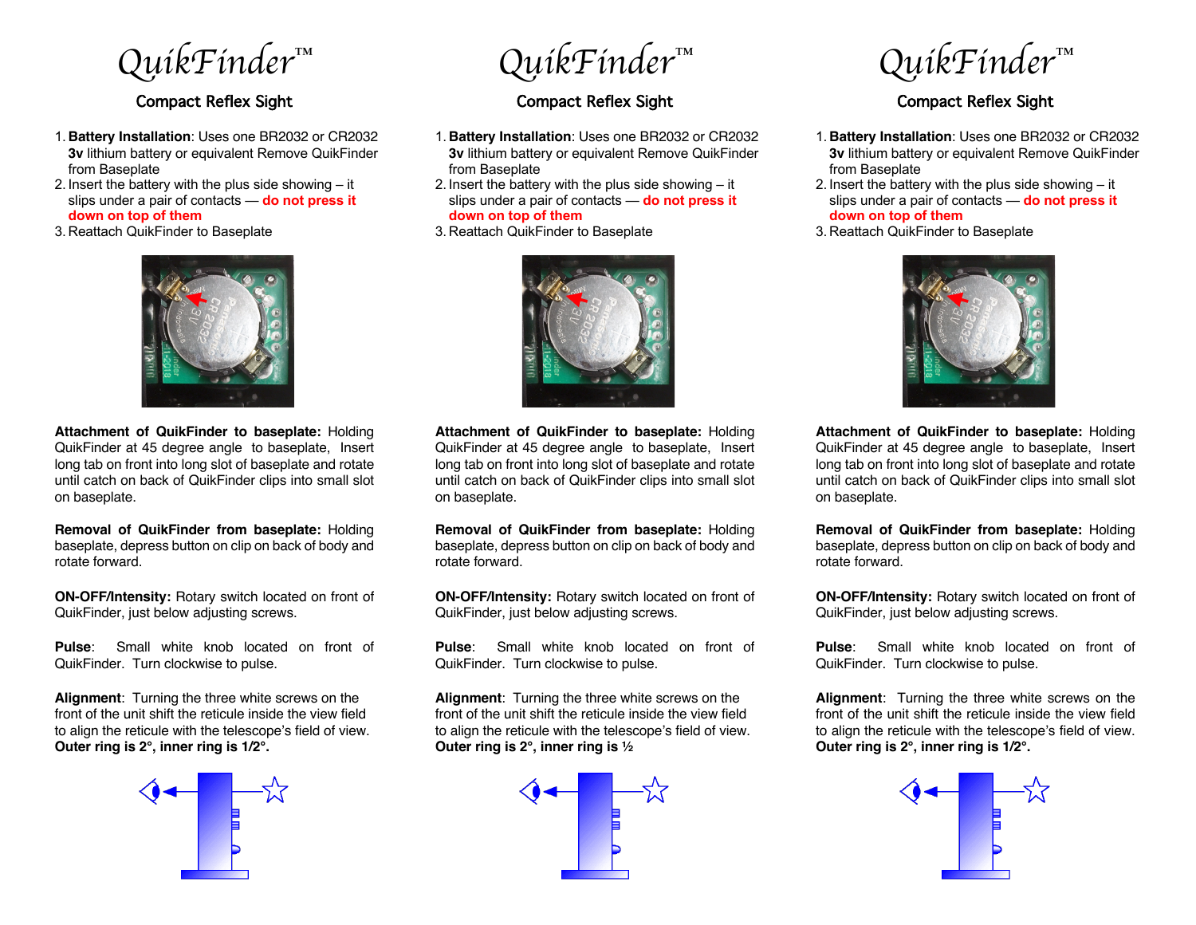# QuikFinder™

## Compact Reflex Sight

1. **Battery Installation**: Uses one BR2032 or CR2032 **3v** lithium battery or equivalent Remove QuikFinder from Baseplate
2. Insert the battery with the plus side showing – it slips under a pair of contacts — **do not press it down on top of them**
3. Reattach QuikFinder to Baseplate

**Attachment of QuikFinder to baseplate:** Holding QuikFinder at 45 degree angle to baseplate, Insert long tab on front into long slot of baseplate and rotate until catch on back of QuikFinder clips into small slot on baseplate.

**Removal of QuikFinder from baseplate:** Holding baseplate, depress button on clip on back of body and rotate forward.

**ON-OFF/Intensity:** Rotary switch located on front of QuikFinder, just below adjusting screws.

**Pulse**: Small white knob located on front of QuikFinder. Turn clockwise to pulse.

**Alignment**: Turning the three white screws on the front of the unit shift the reticule inside the view field to align the reticule with the telescope's field of view. **Outer ring is 2°, inner ring is 1/2°.**

# QuikFinder™

## Compact Reflex Sight

1. **Battery Installation**: Uses one BR2032 or CR2032 **3v** lithium battery or equivalent Remove QuikFinder from Baseplate
2. Insert the battery with the plus side showing – it slips under a pair of contacts — **do not press it down on top of them**
3. Reattach QuikFinder to Baseplate

**Attachment of QuikFinder to baseplate:** Holding QuikFinder at 45 degree angle to baseplate, Insert long tab on front into long slot of baseplate and rotate until catch on back of QuikFinder clips into small slot on baseplate.

**Removal of QuikFinder from baseplate:** Holding baseplate, depress button on clip on back of body and rotate forward.

**ON-OFF/Intensity:** Rotary switch located on front of QuikFinder, just below adjusting screws.

**Pulse**: Small white knob located on front of QuikFinder. Turn clockwise to pulse.

**Alignment**: Turning the three white screws on the front of the unit shift the reticule inside the view field to align the reticule with the telescope's field of view. **Outer ring is 2°, inner ring is ½**

# QuikFinder™

## Compact Reflex Sight

1. **Battery Installation**: Uses one BR2032 or CR2032 **3v** lithium battery or equivalent Remove QuikFinder from Baseplate
2. Insert the battery with the plus side showing – it slips under a pair of contacts — **do not press it down on top of them**
3. Reattach QuikFinder to Baseplate

**Attachment of QuikFinder to baseplate:** Holding QuikFinder at 45 degree angle to baseplate, Insert long tab on front into long slot of baseplate and rotate until catch on back of QuikFinder clips into small slot on baseplate.

**Removal of QuikFinder from baseplate:** Holding baseplate, depress button on clip on back of body and rotate forward.

**ON-OFF/Intensity:** Rotary switch located on front of QuikFinder, just below adjusting screws.

**Pulse**: Small white knob located on front of QuikFinder. Turn clockwise to pulse.

**Alignment**: Turning the three white screws on the front of the unit shift the reticule inside the view field to align the reticule with the telescope's field of view. **Outer ring is 2°, inner ring is 1/2°.**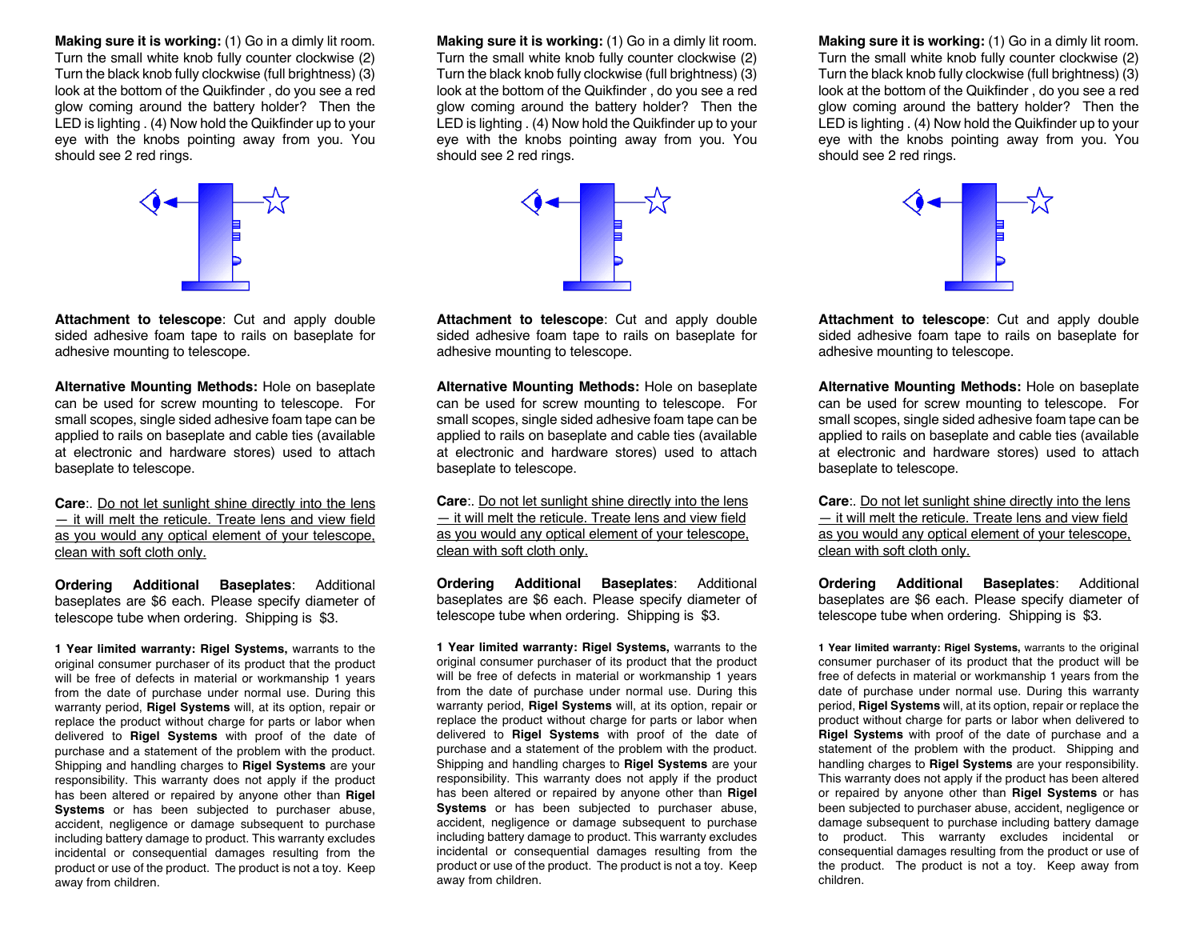**Making sure it is working:** (1) Go in a dimly lit room. Turn the small white knob fully counter clockwise (2) Turn the black knob fully clockwise (full brightness) (3) look at the bottom of the Quikfinder , do you see a red glow coming around the battery holder? Then the LED is lighting . (4) Now hold the Quikfinder up to your eye with the knobs pointing away from you. You should see 2 red rings.

**Attachment to telescope**: Cut and apply double sided adhesive foam tape to rails on baseplate for adhesive mounting to telescope.

**Alternative Mounting Methods:** Hole on baseplate can be used for screw mounting to telescope. For small scopes, single sided adhesive foam tape can be applied to rails on baseplate and cable ties (available at electronic and hardware stores) used to attach baseplate to telescope.

**Care**:. Do not let sunlight shine directly into the lens — it will melt the reticule. Treate lens and view field as you would any optical element of your telescope, clean with soft cloth only.

**Ordering Additional Baseplates**: Additional baseplates are $6 each. Please specify diameter of telescope tube when ordering. Shipping is $3.

**1 Year limited warranty: Rigel Systems,** warrants to the original consumer purchaser of its product that the product will be free of defects in material or workmanship 1 years from the date of purchase under normal use. During this warranty period, **Rigel Systems** will, at its option, repair or replace the product without charge for parts or labor when delivered to **Rigel Systems** with proof of the date of purchase and a statement of the problem with the product. Shipping and handling charges to **Rigel Systems** are your responsibility. This warranty does not apply if the product has been altered or repaired by anyone other than **Rigel Systems** or has been subjected to purchaser abuse, accident, negligence or damage subsequent to purchase including battery damage to product. This warranty excludes incidental or consequential damages resulting from the product or use of the product. The product is not a toy. Keep away from children.

**Making sure it is working:** (1) Go in a dimly lit room. Turn the small white knob fully counter clockwise (2) Turn the black knob fully clockwise (full brightness) (3) look at the bottom of the Quikfinder , do you see a red glow coming around the battery holder? Then the LED is lighting . (4) Now hold the Quikfinder up to your eye with the knobs pointing away from you. You should see 2 red rings.

**Attachment to telescope**: Cut and apply double sided adhesive foam tape to rails on baseplate for adhesive mounting to telescope.

**Alternative Mounting Methods:** Hole on baseplate can be used for screw mounting to telescope. For small scopes, single sided adhesive foam tape can be applied to rails on baseplate and cable ties (available at electronic and hardware stores) used to attach baseplate to telescope.

**Care**:. Do not let sunlight shine directly into the lens — it will melt the reticule. Treate lens and view field as you would any optical element of your telescope, clean with soft cloth only.

**Ordering Additional Baseplates**: Additional baseplates are $6 each. Please specify diameter of telescope tube when ordering. Shipping is $3.

**1 Year limited warranty: Rigel Systems,** warrants to the original consumer purchaser of its product that the product will be free of defects in material or workmanship 1 years from the date of purchase under normal use. During this warranty period, **Rigel Systems** will, at its option, repair or replace the product without charge for parts or labor when delivered to **Rigel Systems** with proof of the date of purchase and a statement of the problem with the product. Shipping and handling charges to **Rigel Systems** are your responsibility. This warranty does not apply if the product has been altered or repaired by anyone other than **Rigel Systems** or has been subjected to purchaser abuse, accident, negligence or damage subsequent to purchase including battery damage to product. This warranty excludes incidental or consequential damages resulting from the product or use of the product. The product is not a toy. Keep away from children.

**Making sure it is working:** (1) Go in a dimly lit room. Turn the small white knob fully counter clockwise (2) Turn the black knob fully clockwise (full brightness) (3) look at the bottom of the Quikfinder , do you see a red glow coming around the battery holder? Then the LED is lighting . (4) Now hold the Quikfinder up to your eye with the knobs pointing away from you. You should see 2 red rings.

**Attachment to telescope**: Cut and apply double sided adhesive foam tape to rails on baseplate for adhesive mounting to telescope.

**Alternative Mounting Methods:** Hole on baseplate can be used for screw mounting to telescope. For small scopes, single sided adhesive foam tape can be applied to rails on baseplate and cable ties (available at electronic and hardware stores) used to attach baseplate to telescope.

**Care**:. Do not let sunlight shine directly into the lens — it will melt the reticule. Treate lens and view field as you would any optical element of your telescope, clean with soft cloth only.

**Ordering Additional Baseplates**: Additional baseplates are $6 each. Please specify diameter of telescope tube when ordering. Shipping is $3.

**1 Year limited warranty: Rigel Systems,** warrants to the original consumer purchaser of its product that the product will be free of defects in material or workmanship 1 years from the date of purchase under normal use. During this warranty period, **Rigel Systems** will, at its option, repair or replace the product without charge for parts or labor when delivered to **Rigel Systems** with proof of the date of purchase and a statement of the problem with the product. Shipping and handling charges to **Rigel Systems** are your responsibility. This warranty does not apply if the product has been altered or repaired by anyone other than **Rigel Systems** or has been subjected to purchaser abuse, accident, negligence or damage subsequent to purchase including battery damage to product. This warranty excludes incidental or consequential damages resulting from the product or use of the product. The product is not a toy. Keep away from children.